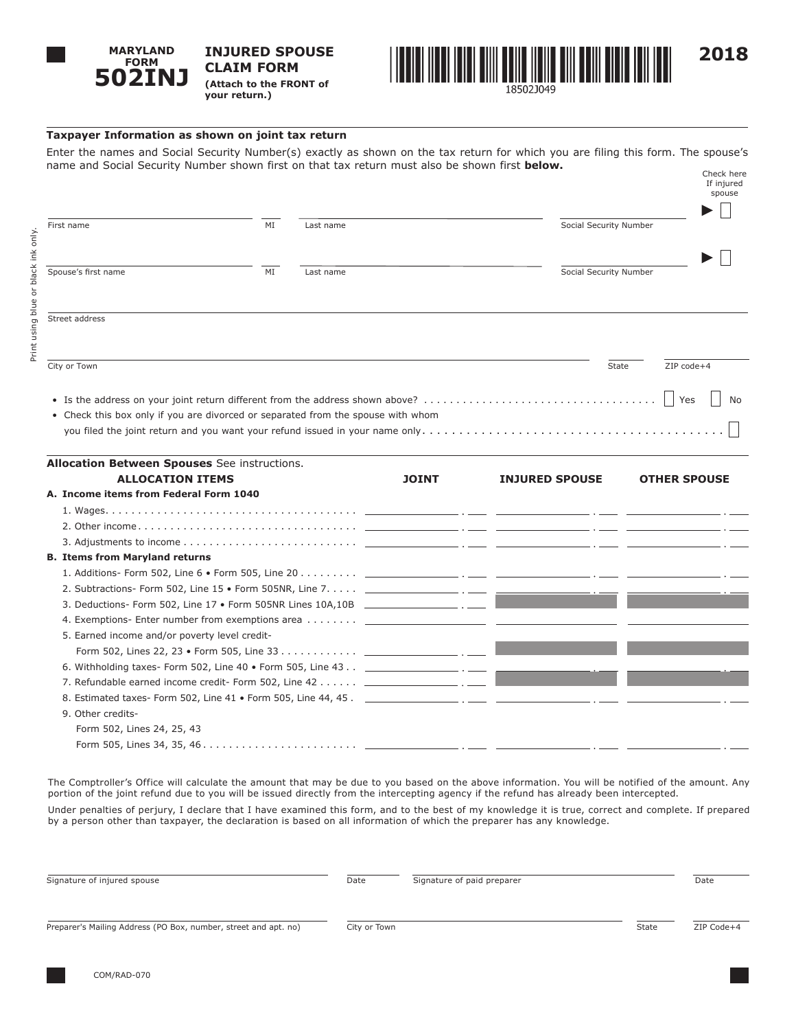# MARYLAND FORM 502INJ

## INJURED SPOUSE CLAIM FORM

**(Attach to the FRONT of your return.)**

18502J049

**2018**

Print using blue or black ink only.

### Taxpayer Information as shown on joint tax return

Enter the names and Social Security Number(s) exactly as shown on the tax return for which you are filing this form. The spouse's name and Social Security Number shown first on that tax return must also be shown first **below.**

| First name | MI | Last name | Social Security Number | Check here If injured spouse ▶ ☐ |
|---|---|---|---|---|
| Spouse's first name | MI | Last name | Social Security Number | ▶ ☐ |

Street address

City or Town | State | ZIP code+4

- Is the address on your joint return different from the address shown above? . . . . . . . . ☐ Yes ☐ No
- Check this box only if you are divorced or separated from the spouse with whom you filed the joint return and you want your refund issued in your name only. . . . . . . . ☐

### Allocation Between Spouses See instructions.

| ALLOCATION ITEMS | JOINT | INJURED SPOUSE | OTHER SPOUSE |
|---|---|---|---|
| **A. Income items from Federal Form 1040** | | | |
| 1. Wages | | | |
| 2. Other income | | | |
| 3. Adjustments to income | | | |
| **B. Items from Maryland returns** | | | |
| 1. Additions- Form 502, Line 6 • Form 505, Line 20 | | | |
| 2. Subtractions- Form 502, Line 15 • Form 505NR, Line 7 | | | |
| 3. Deductions- Form 502, Line 17 • Form 505NR Lines 10A,10B | | | |
| 4. Exemptions- Enter number from exemptions area | | | |
| 5. Earned income and/or poverty level credit- Form 502, Lines 22, 23 • Form 505, Line 33 | | | |
| 6. Withholding taxes- Form 502, Line 40 • Form 505, Line 43 | | | |
| 7. Refundable earned income credit- Form 502, Line 42 | | | |
| 8. Estimated taxes- Form 502, Line 41 • Form 505, Line 44, 45 | | | |
| 9. Other credits- Form 502, Lines 24, 25, 43 Form 505, Lines 34, 35, 46 | | | |

The Comptroller's Office will calculate the amount that may be due to you based on the above information. You will be notified of the amount. Any portion of the joint refund due to you will be issued directly from the intercepting agency if the refund has already been intercepted.

Under penalties of perjury, I declare that I have examined this form, and to the best of my knowledge it is true, correct and complete. If prepared by a person other than taxpayer, the declaration is based on all information of which the preparer has any knowledge.

Signature of injured spouse | Date | Signature of paid preparer | Date

Preparer's Mailing Address (PO Box, number, street and apt. no) | City or Town | State | ZIP Code+4

COM/RAD-070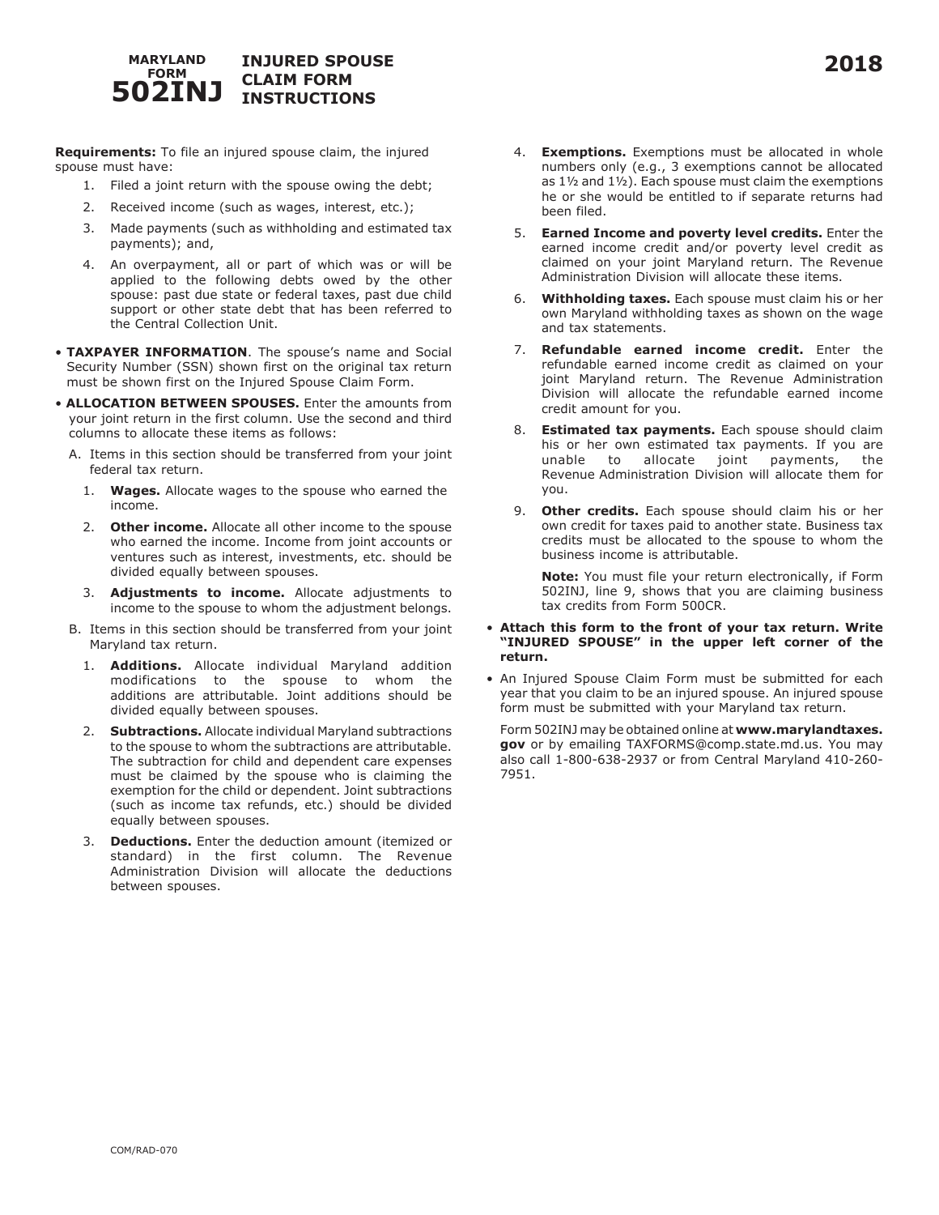# MARYLAND FORM 502INJ — INJURED SPOUSE CLAIM FORM INSTRUCTIONS

**2018**

**Requirements:** To file an injured spouse claim, the injured spouse must have:

1. Filed a joint return with the spouse owing the debt;
2. Received income (such as wages, interest, etc.);
3. Made payments (such as withholding and estimated tax payments); and,
4. An overpayment, all or part of which was or will be applied to the following debts owed by the other spouse: past due state or federal taxes, past due child support or other state debt that has been referred to the Central Collection Unit.

- **TAXPAYER INFORMATION**. The spouse's name and Social Security Number (SSN) shown first on the original tax return must be shown first on the Injured Spouse Claim Form.
- **ALLOCATION BETWEEN SPOUSES.** Enter the amounts from your joint return in the first column. Use the second and third columns to allocate these items as follows:

A. Items in this section should be transferred from your joint federal tax return.

1. **Wages.** Allocate wages to the spouse who earned the income.
2. **Other income.** Allocate all other income to the spouse who earned the income. Income from joint accounts or ventures such as interest, investments, etc. should be divided equally between spouses.
3. **Adjustments to income.** Allocate adjustments to income to the spouse to whom the adjustment belongs.

B. Items in this section should be transferred from your joint Maryland tax return.

1. **Additions.** Allocate individual Maryland addition modifications to the spouse to whom the additions are attributable. Joint additions should be divided equally between spouses.
2. **Subtractions.** Allocate individual Maryland subtractions to the spouse to whom the subtractions are attributable. The subtraction for child and dependent care expenses must be claimed by the spouse who is claiming the exemption for the child or dependent. Joint subtractions (such as income tax refunds, etc.) should be divided equally between spouses.
3. **Deductions.** Enter the deduction amount (itemized or standard) in the first column. The Revenue Administration Division will allocate the deductions between spouses.
4. **Exemptions.** Exemptions must be allocated in whole numbers only (e.g., 3 exemptions cannot be allocated as 1½ and 1½). Each spouse must claim the exemptions he or she would be entitled to if separate returns had been filed.
5. **Earned Income and poverty level credits.** Enter the earned income credit and/or poverty level credit as claimed on your joint Maryland return. The Revenue Administration Division will allocate these items.
6. **Withholding taxes.** Each spouse must claim his or her own Maryland withholding taxes as shown on the wage and tax statements.
7. **Refundable earned income credit.** Enter the refundable earned income credit as claimed on your joint Maryland return. The Revenue Administration Division will allocate the refundable earned income credit amount for you.
8. **Estimated tax payments.** Each spouse should claim his or her own estimated tax payments. If you are unable to allocate joint payments, the Revenue Administration Division will allocate them for you.
9. **Other credits.** Each spouse should claim his or her own credit for taxes paid to another state. Business tax credits must be allocated to the spouse to whom the business income is attributable.

   **Note:** You must file your return electronically, if Form 502INJ, line 9, shows that you are claiming business tax credits from Form 500CR.

- **Attach this form to the front of your tax return. Write "INJURED SPOUSE" in the upper left corner of the return.**
- An Injured Spouse Claim Form must be submitted for each year that you claim to be an injured spouse. An injured spouse form must be submitted with your Maryland tax return.

  Form 502INJ may be obtained online at **www.marylandtaxes.gov** or by emailing TAXFORMS@comp.state.md.us. You may also call 1-800-638-2937 or from Central Maryland 410-260-7951.

COM/RAD-070